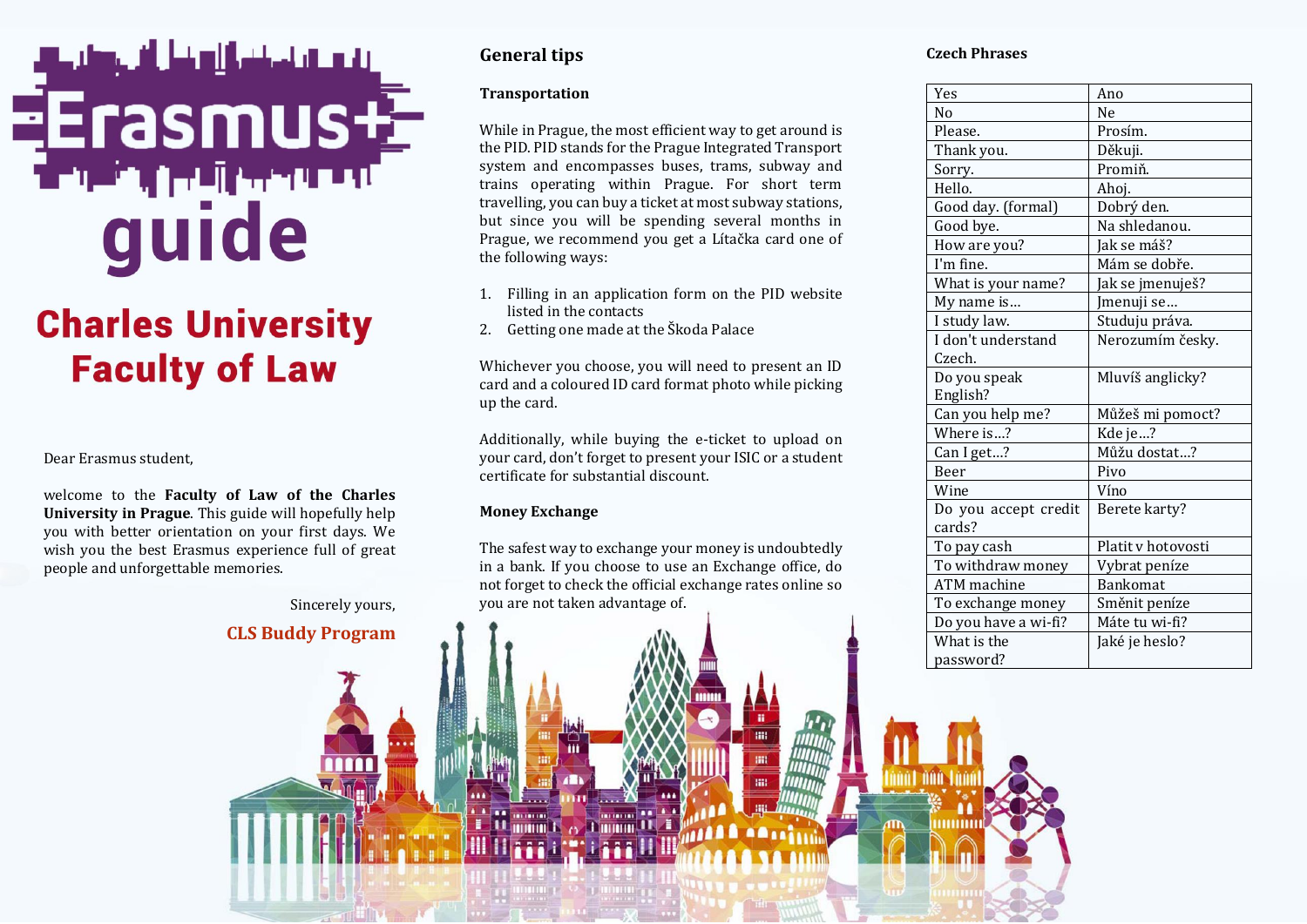# Erasmus+ guide

## Charles University Faculty of Law

Dear Erasmus student,

welcome to the **Faculty of Law of the Charles University in Prague**. This guide will hopefully help you with better orientation on your first days. We wish you the best Erasmus experience full of great people and unforgettable memories.

Sincerely yours,

**CLS Buddy Program**

## General tips

### Transportation

While in Prague, the most efficient way to get around is the PID. PID stands for the Prague Integrated Transport system and encompasses buses, trams, subway and trains operating within Prague. For short term travelling, you can buy a ticket at most subway stations, but since you will be spending several months in Prague, we recommend you get a Lítačka card one of the following ways:

1. Filling in an application form on the PID website listed in the contacts
2. Getting one made at the Škoda Palace

Whichever you choose, you will need to present an ID card and a coloured ID card format photo while picking up the card.

Additionally, while buying the e-ticket to upload on your card, don't forget to present your ISIC or a student certificate for substantial discount.

### Money Exchange

The safest way to exchange your money is undoubtedly in a bank. If you choose to use an Exchange office, do not forget to check the official exchange rates online so you are not taken advantage of.

### Czech Phrases

| English | Czech |
|---|---|
| Yes | Ano |
| No | Ne |
| Please. | Prosím. |
| Thank you. | Děkuji. |
| Sorry. | Promiň. |
| Hello. | Ahoj. |
| Good day. (formal) | Dobrý den. |
| Good bye. | Na shledanou. |
| How are you? | Jak se máš? |
| I'm fine. | Mám se dobře. |
| What is your name? | Jak se jmenuješ? |
| My name is… | Jmenuji se… |
| I study law. | Studuju práva. |
| I don't understand Czech. | Nerozumím česky. |
| Do you speak English? | Mluvíš anglicky? |
| Can you help me? | Můžeš mi pomoct? |
| Where is…? | Kde je…? |
| Can I get…? | Můžu dostat…? |
| Beer | Pivo |
| Wine | Víno |
| Do you accept credit cards? | Berete karty? |
| To pay cash | Platit v hotovosti |
| To withdraw money | Vybrat peníze |
| ATM machine | Bankomat |
| To exchange money | Směnit peníze |
| Do you have a wi-fi? | Máte tu wi-fi? |
| What is the password? | Jaké je heslo? |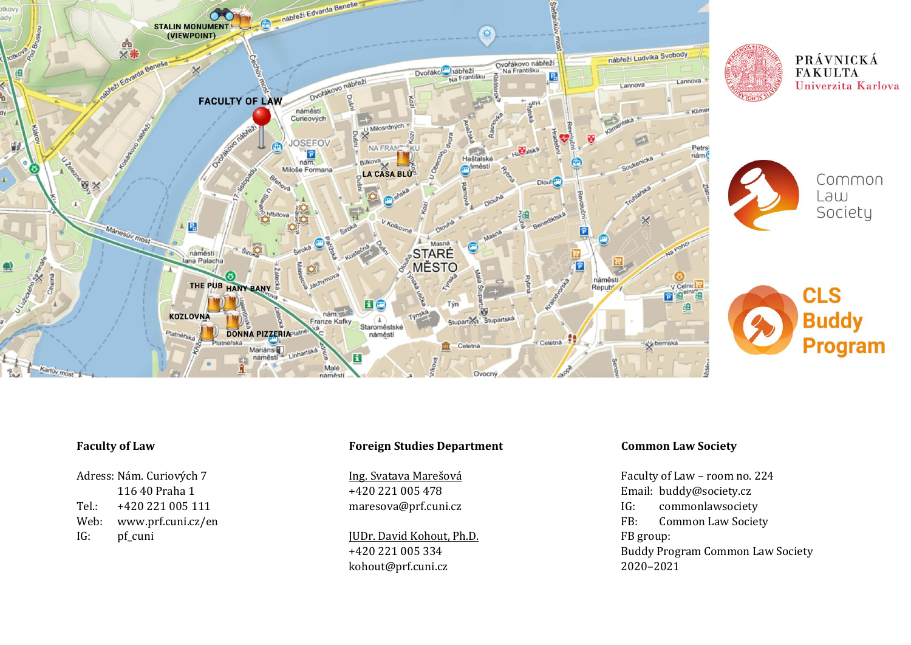**Faculty of Law**

Adress: Nám. Curiových 7
116 40 Praha 1
Tel.: +420 221 005 111
Web: www.prf.cuni.cz/en
IG: pf_cuni

**Foreign Studies Department**

Ing. Svatava Marešová
+420 221 005 478
maresova@prf.cuni.cz

JUDr. David Kohout, Ph.D.
+420 221 005 334
kohout@prf.cuni.cz

**Common Law Society**

Faculty of Law – room no. 224
Email: buddy@society.cz
IG: commonlawsociety
FB: Common Law Society
FB group:
Buddy Program Common Law Society
2020–2021